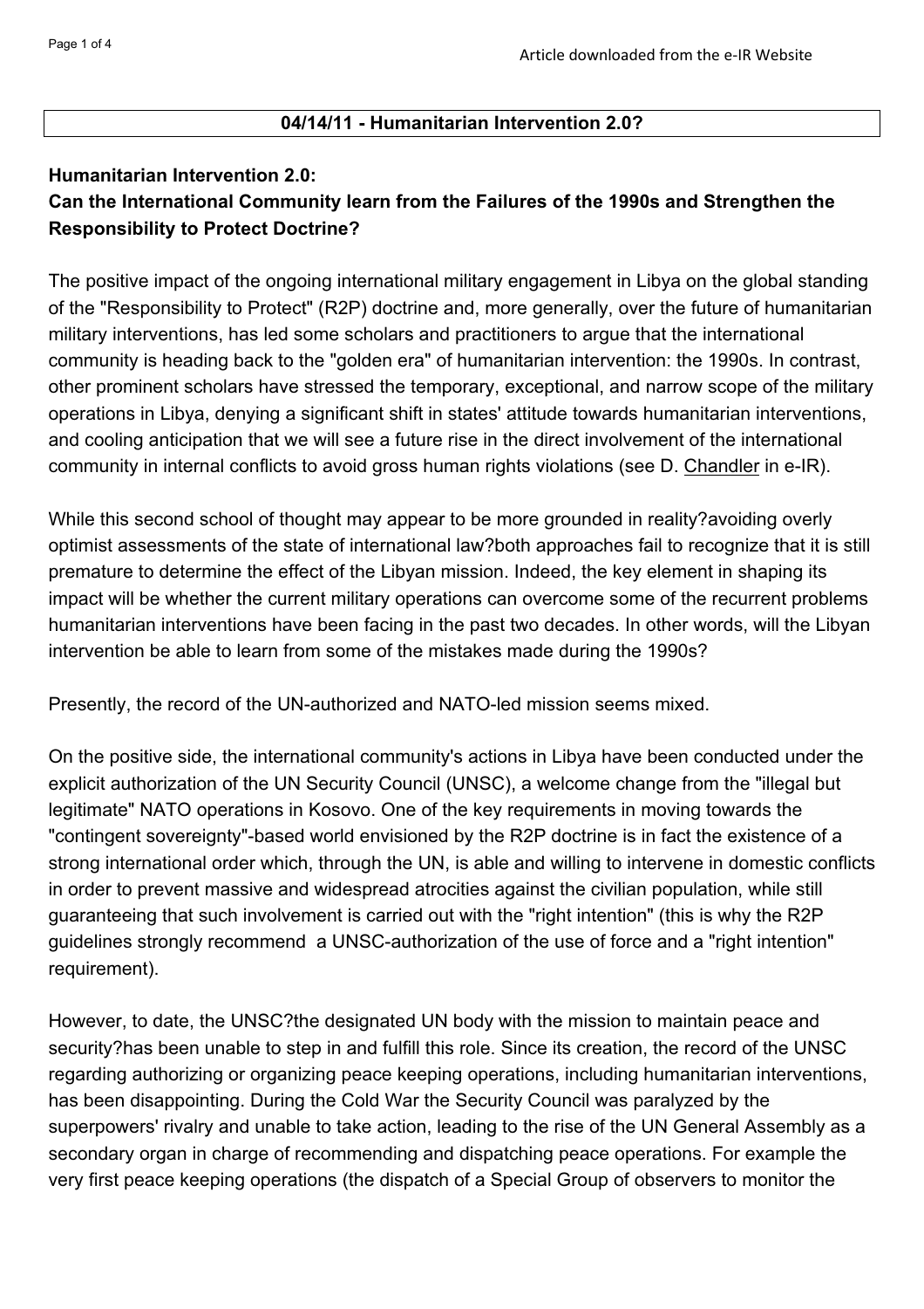**04/14/11 - Humanitarian Intervention 2.0?**

## Humanitarian Intervention 2.0: Can the International Community learn from the Failures of the 1990s and Strengthen the Responsibility to Protect Doctrine?

The positive impact of the ongoing international military engagement in Libya on the global standing of the "Responsibility to Protect" (R2P) doctrine and, more generally, over the future of humanitarian military interventions, has led some scholars and practitioners to argue that the international community is heading back to the "golden era" of humanitarian intervention: the 1990s. In contrast, other prominent scholars have stressed the temporary, exceptional, and narrow scope of the military operations in Libya, denying a significant shift in states' attitude towards humanitarian interventions, and cooling anticipation that we will see a future rise in the direct involvement of the international community in internal conflicts to avoid gross human rights violations (see D. Chandler in e-IR).

While this second school of thought may appear to be more grounded in reality?avoiding overly optimist assessments of the state of international law?both approaches fail to recognize that it is still premature to determine the effect of the Libyan mission. Indeed, the key element in shaping its impact will be whether the current military operations can overcome some of the recurrent problems humanitarian interventions have been facing in the past two decades. In other words, will the Libyan intervention be able to learn from some of the mistakes made during the 1990s?

Presently, the record of the UN-authorized and NATO-led mission seems mixed.

On the positive side, the international community's actions in Libya have been conducted under the explicit authorization of the UN Security Council (UNSC), a welcome change from the "illegal but legitimate" NATO operations in Kosovo. One of the key requirements in moving towards the "contingent sovereignty"-based world envisioned by the R2P doctrine is in fact the existence of a strong international order which, through the UN, is able and willing to intervene in domestic conflicts in order to prevent massive and widespread atrocities against the civilian population, while still guaranteeing that such involvement is carried out with the "right intention" (this is why the R2P guidelines strongly recommend a UNSC-authorization of the use of force and a "right intention" requirement).

However, to date, the UNSC?the designated UN body with the mission to maintain peace and security?has been unable to step in and fulfill this role. Since its creation, the record of the UNSC regarding authorizing or organizing peace keeping operations, including humanitarian interventions, has been disappointing. During the Cold War the Security Council was paralyzed by the superpowers' rivalry and unable to take action, leading to the rise of the UN General Assembly as a secondary organ in charge of recommending and dispatching peace operations. For example the very first peace keeping operations (the dispatch of a Special Group of observers to monitor the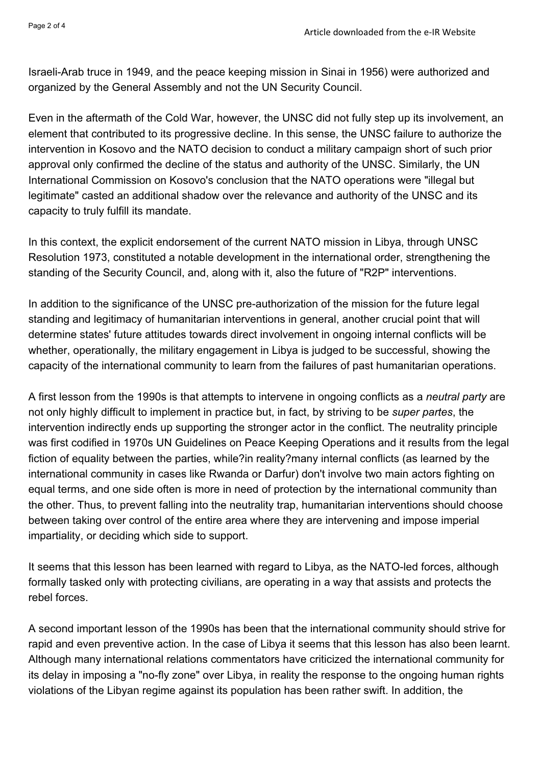Israeli-Arab truce in 1949, and the peace keeping mission in Sinai in 1956) were authorized and organized by the General Assembly and not the UN Security Council.

Even in the aftermath of the Cold War, however, the UNSC did not fully step up its involvement, an element that contributed to its progressive decline. In this sense, the UNSC failure to authorize the intervention in Kosovo and the NATO decision to conduct a military campaign short of such prior approval only confirmed the decline of the status and authority of the UNSC. Similarly, the UN International Commission on Kosovo's conclusion that the NATO operations were "illegal but legitimate" casted an additional shadow over the relevance and authority of the UNSC and its capacity to truly fulfill its mandate.

In this context, the explicit endorsement of the current NATO mission in Libya, through UNSC Resolution 1973, constituted a notable development in the international order, strengthening the standing of the Security Council, and, along with it, also the future of "R2P" interventions.

In addition to the significance of the UNSC pre-authorization of the mission for the future legal standing and legitimacy of humanitarian interventions in general, another crucial point that will determine states' future attitudes towards direct involvement in ongoing internal conflicts will be whether, operationally, the military engagement in Libya is judged to be successful, showing the capacity of the international community to learn from the failures of past humanitarian operations.

A first lesson from the 1990s is that attempts to intervene in ongoing conflicts as a *neutral party* are not only highly difficult to implement in practice but, in fact, by striving to be *super partes*, the intervention indirectly ends up supporting the stronger actor in the conflict. The neutrality principle was first codified in 1970s UN Guidelines on Peace Keeping Operations and it results from the legal fiction of equality between the parties, while?in reality?many internal conflicts (as learned by the international community in cases like Rwanda or Darfur) don't involve two main actors fighting on equal terms, and one side often is more in need of protection by the international community than the other. Thus, to prevent falling into the neutrality trap, humanitarian interventions should choose between taking over control of the entire area where they are intervening and impose imperial impartiality, or deciding which side to support.

It seems that this lesson has been learned with regard to Libya, as the NATO-led forces, although formally tasked only with protecting civilians, are operating in a way that assists and protects the rebel forces.

A second important lesson of the 1990s has been that the international community should strive for rapid and even preventive action. In the case of Libya it seems that this lesson has also been learnt. Although many international relations commentators have criticized the international community for its delay in imposing a "no-fly zone" over Libya, in reality the response to the ongoing human rights violations of the Libyan regime against its population has been rather swift. In addition, the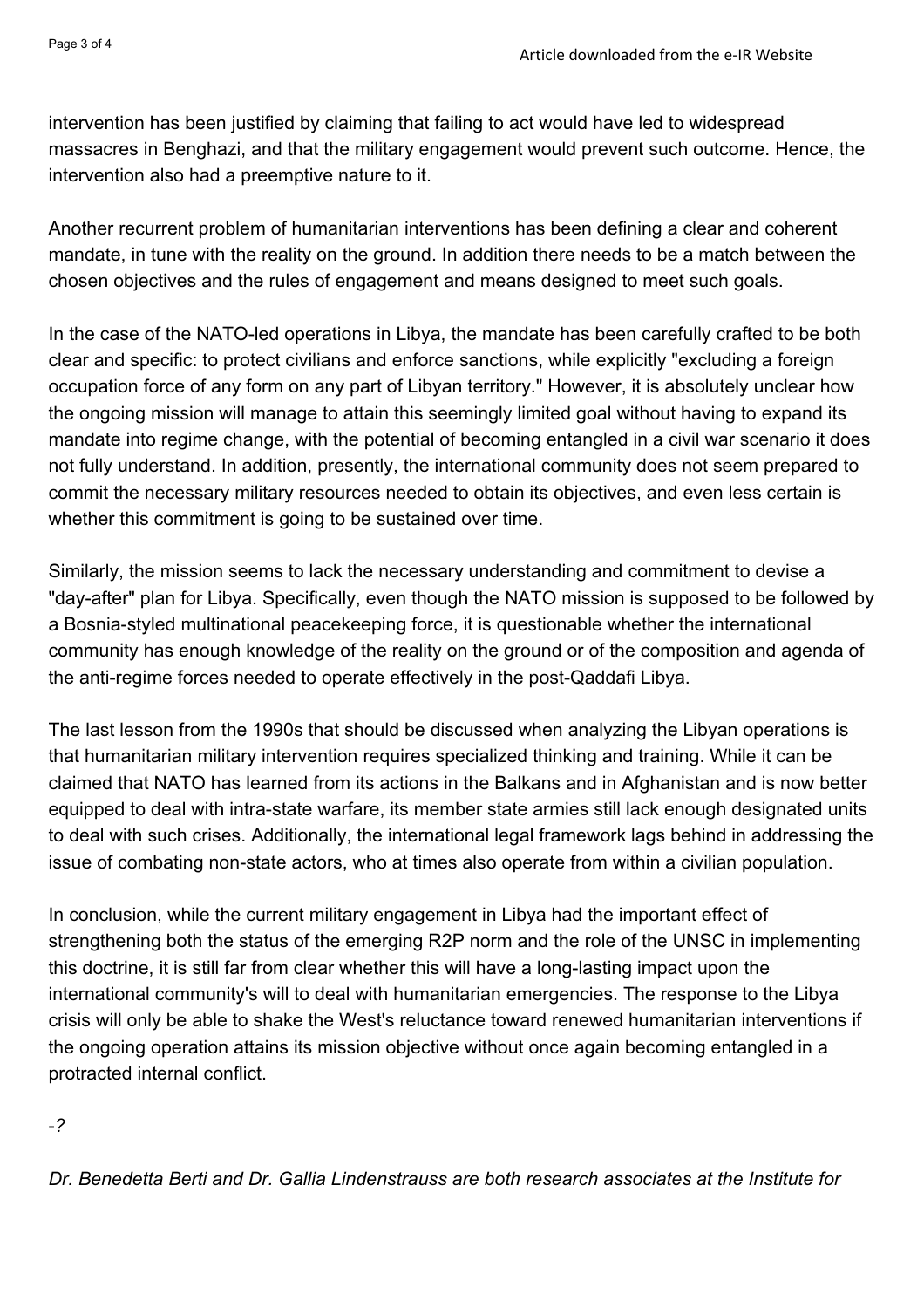intervention has been justified by claiming that failing to act would have led to widespread massacres in Benghazi, and that the military engagement would prevent such outcome. Hence, the intervention also had a preemptive nature to it.

Another recurrent problem of humanitarian interventions has been defining a clear and coherent mandate, in tune with the reality on the ground. In addition there needs to be a match between the chosen objectives and the rules of engagement and means designed to meet such goals.

In the case of the NATO-led operations in Libya, the mandate has been carefully crafted to be both clear and specific: to protect civilians and enforce sanctions, while explicitly "excluding a foreign occupation force of any form on any part of Libyan territory." However, it is absolutely unclear how the ongoing mission will manage to attain this seemingly limited goal without having to expand its mandate into regime change, with the potential of becoming entangled in a civil war scenario it does not fully understand. In addition, presently, the international community does not seem prepared to commit the necessary military resources needed to obtain its objectives, and even less certain is whether this commitment is going to be sustained over time.

Similarly, the mission seems to lack the necessary understanding and commitment to devise a "day-after" plan for Libya. Specifically, even though the NATO mission is supposed to be followed by a Bosnia-styled multinational peacekeeping force, it is questionable whether the international community has enough knowledge of the reality on the ground or of the composition and agenda of the anti-regime forces needed to operate effectively in the post-Qaddafi Libya.

The last lesson from the 1990s that should be discussed when analyzing the Libyan operations is that humanitarian military intervention requires specialized thinking and training. While it can be claimed that NATO has learned from its actions in the Balkans and in Afghanistan and is now better equipped to deal with intra-state warfare, its member state armies still lack enough designated units to deal with such crises. Additionally, the international legal framework lags behind in addressing the issue of combating non-state actors, who at times also operate from within a civilian population.

In conclusion, while the current military engagement in Libya had the important effect of strengthening both the status of the emerging R2P norm and the role of the UNSC in implementing this doctrine, it is still far from clear whether this will have a long-lasting impact upon the international community's will to deal with humanitarian emergencies. The response to the Libya crisis will only be able to shake the West's reluctance toward renewed humanitarian interventions if the ongoing operation attains its mission objective without once again becoming entangled in a protracted internal conflict.

*-?*

*Dr. Benedetta Berti and Dr. Gallia Lindenstrauss are both research associates at the Institute for*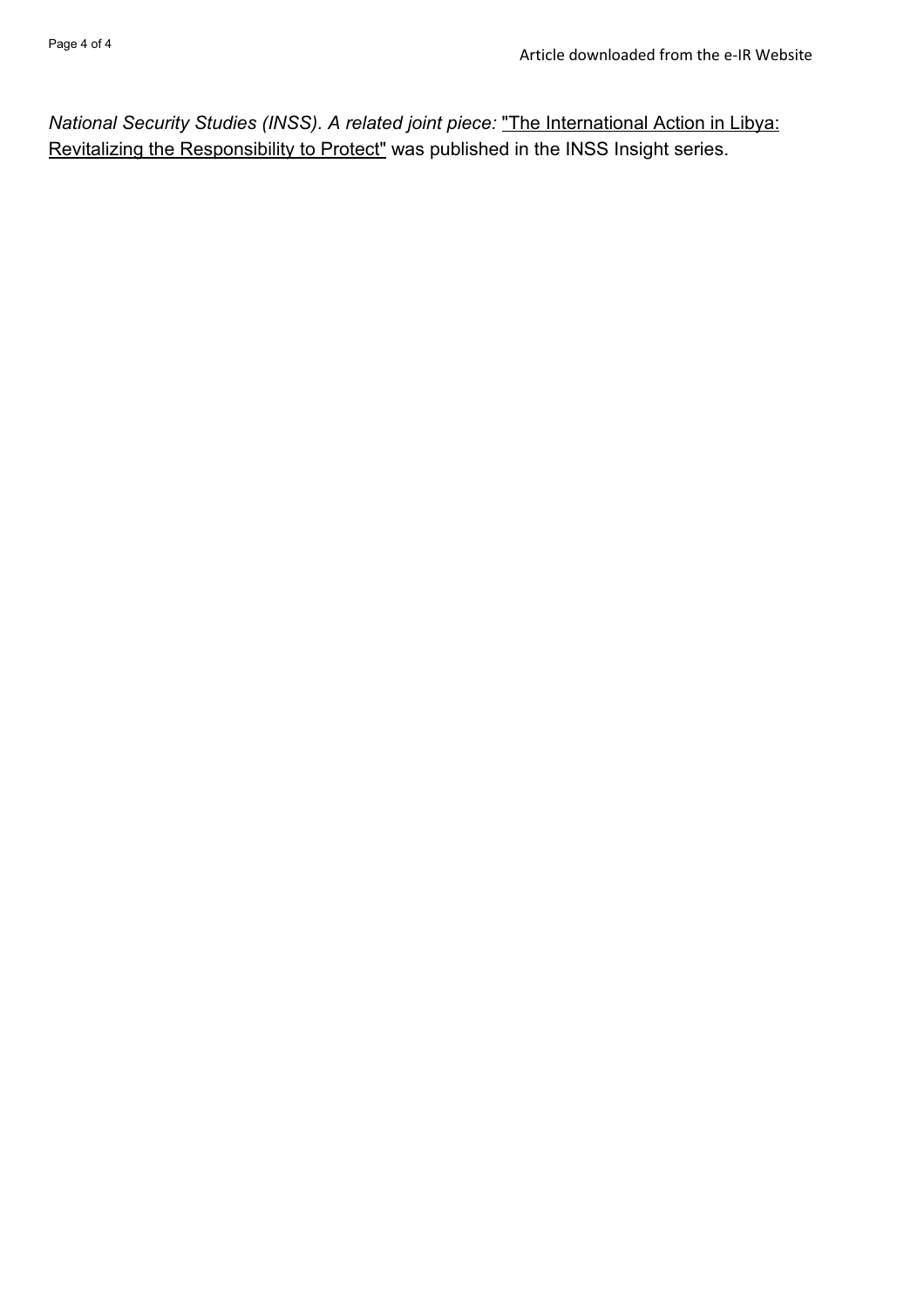*National Security Studies (INSS). A related joint piece:* "The International Action in Libya: Revitalizing the Responsibility to Protect" was published in the INSS Insight series.